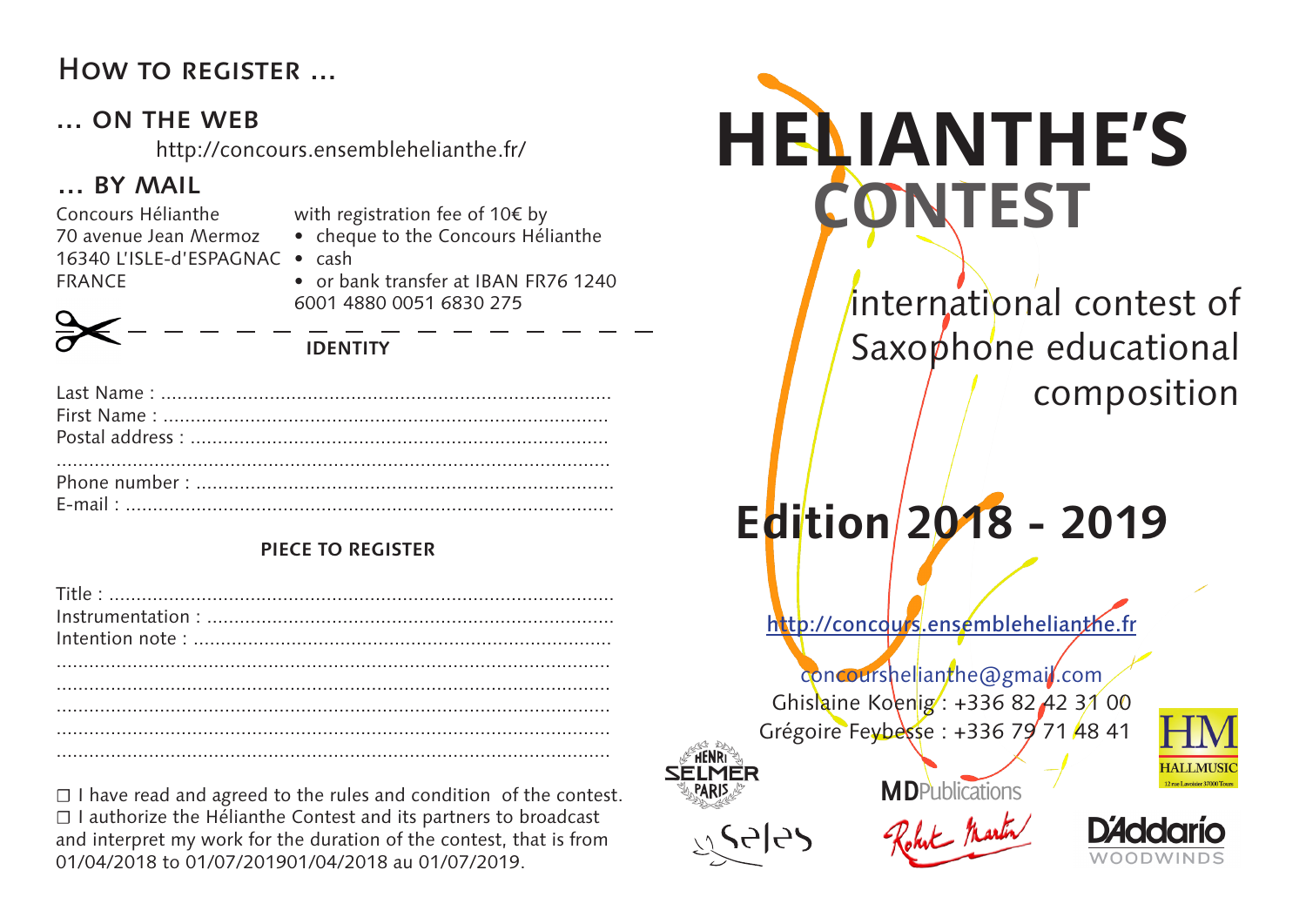## How to register ...

### ... on the web

http://concours.ensemblehelianthe.fr/

### ... by mail

Concours Hélianthe
70 avenue Jean Mermoz
16340 L'ISLE-d'ESPAGNAC
FRANCE

with registration fee of 10€ by

- cheque to the Concours Hélianthe
- cash
- or bank transfer at IBAN FR76 1240 6001 4880 0051 6830 275

**IDENTITY**

Last Name : ................................................................................
First Name : ................................................................................
Postal address : ...........................................................................
..................................................................................................
Phone number : ...........................................................................
E-mail : .......................................................................................

**PIECE TO REGISTER**

Title : ..........................................................................................
Instrumentation : .........................................................................
Intention note : ............................................................................
..................................................................................................
..................................................................................................
..................................................................................................
..................................................................................................
..................................................................................................

☐ I have read and agreed to the rules and condition of the contest.
☐ I authorize the Hélianthe Contest and its partners to broadcast and interpret my work for the duration of the contest, that is from 01/04/2018 to 01/07/201901/04/2018 au 01/07/2019.

# HELIANTHE'S CONTEST

international contest of Saxophone educational composition

## Edition 2018 - 2019

http://concours.ensemblehelianthe.fr

concourshelianthe@gmail.com
Ghislaine Koenig : +336 82 42 31 00
Grégoire Feybesse : +336 79 71 48 41

Henri Selmer Paris — MDPublications — HM Hallmusic 12 rue Lavoisier 37000 Tours — Seles — Robert Martin — D'Addario Woodwinds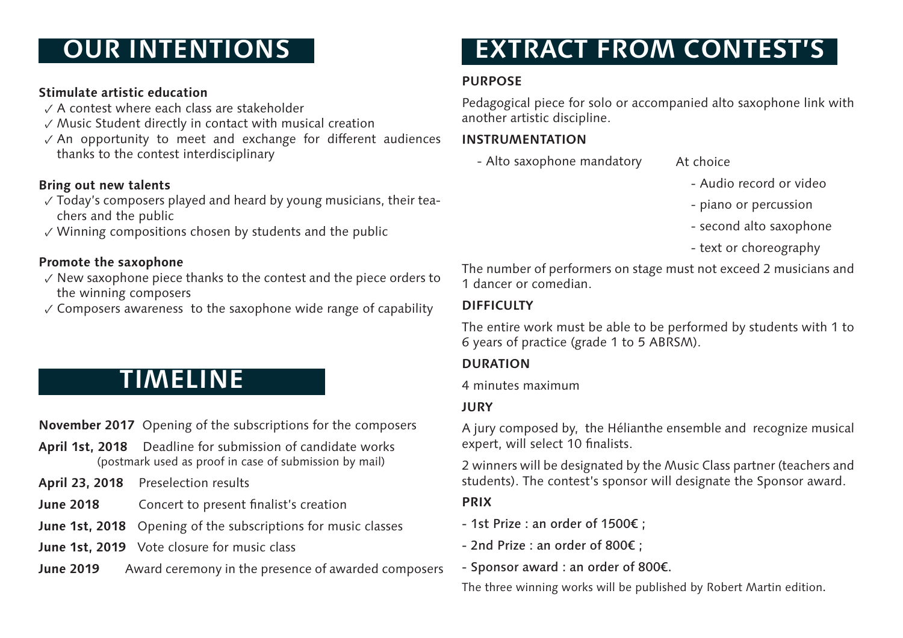# OUR INTENTIONS

**Stimulate artistic education**

- ✓ A contest where each class are stakeholder
- ✓ Music Student directly in contact with musical creation
- ✓ An opportunity to meet and exchange for different audiences thanks to the contest interdisciplinary

**Bring out new talents**

- ✓ Today's composers played and heard by young musicians, their teachers and the public
- ✓ Winning compositions chosen by students and the public

**Promote the saxophone**

- ✓ New saxophone piece thanks to the contest and the piece orders to the winning composers
- ✓ Composers awareness to the saxophone wide range of capability

# TIMELINE

**November 2017** Opening of the subscriptions for the composers

**April 1st, 2018** Deadline for submission of candidate works (postmark used as proof in case of submission by mail)

**April 23, 2018** Preselection results

**June 2018** Concert to present finalist's creation

**June 1st, 2018** Opening of the subscriptions for music classes

**June 1st, 2019** Vote closure for music class

**June 2019** Award ceremony in the presence of awarded composers

# EXTRACT FROM CONTEST'S

### PURPOSE

Pedagogical piece for solo or accompanied alto saxophone link with another artistic discipline.

### INSTRUMENTATION

- Alto saxophone mandatory

At choice

- Audio record or video
- piano or percussion
- second alto saxophone
- text or choreography

The number of performers on stage must not exceed 2 musicians and 1 dancer or comedian.

### DIFFICULTY

The entire work must be able to be performed by students with 1 to 6 years of practice (grade 1 to 5 ABRSM).

### DURATION

4 minutes maximum

### JURY

A jury composed by, the Hélianthe ensemble and recognize musical expert, will select 10 finalists.

2 winners will be designated by the Music Class partner (teachers and students). The contest's sponsor will designate the Sponsor award.

### PRIX

- 1st Prize : an order of 1500€ ;
- 2nd Prize : an order of 800€ ;
- Sponsor award : an order of 800€.

The three winning works will be published by Robert Martin edition.